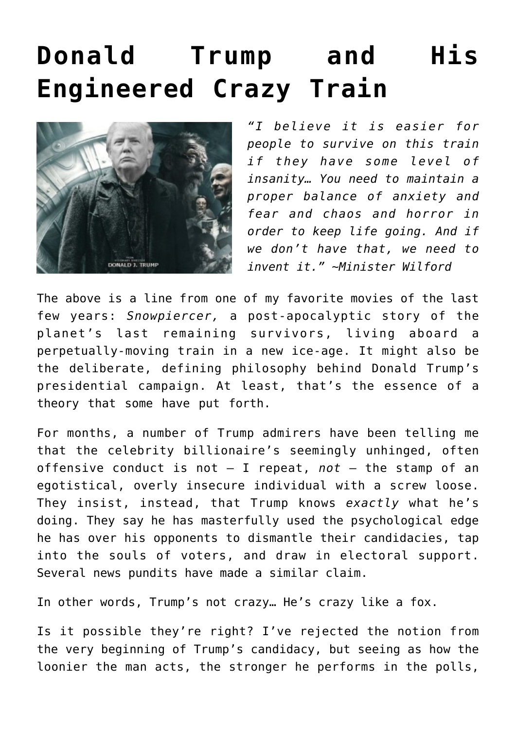# Donald Trump and His Engineered Crazy Train

*"I believe it is easier for people to survive on this train if they have some level of insanity… You need to maintain a proper balance of anxiety and fear and chaos and horror in order to keep life going. And if we don't have that, we need to invent it." ~Minister Wilford*

The above is a line from one of my favorite movies of the last few years: *Snowpiercer,* a post-apocalyptic story of the planet's last remaining survivors, living aboard a perpetually-moving train in a new ice-age. It might also be the deliberate, defining philosophy behind Donald Trump's presidential campaign. At least, that's the essence of a theory that some have put forth.

For months, a number of Trump admirers have been telling me that the celebrity billionaire's seemingly unhinged, often offensive conduct is not – I repeat, *not* – the stamp of an egotistical, overly insecure individual with a screw loose. They insist, instead, that Trump knows *exactly* what he's doing. They say he has masterfully used the psychological edge he has over his opponents to dismantle their candidacies, tap into the souls of voters, and draw in electoral support. Several news pundits have made a similar claim.

In other words, Trump's not crazy… He's crazy like a fox.

Is it possible they're right? I've rejected the notion from the very beginning of Trump's candidacy, but seeing as how the loonier the man acts, the stronger he performs in the polls,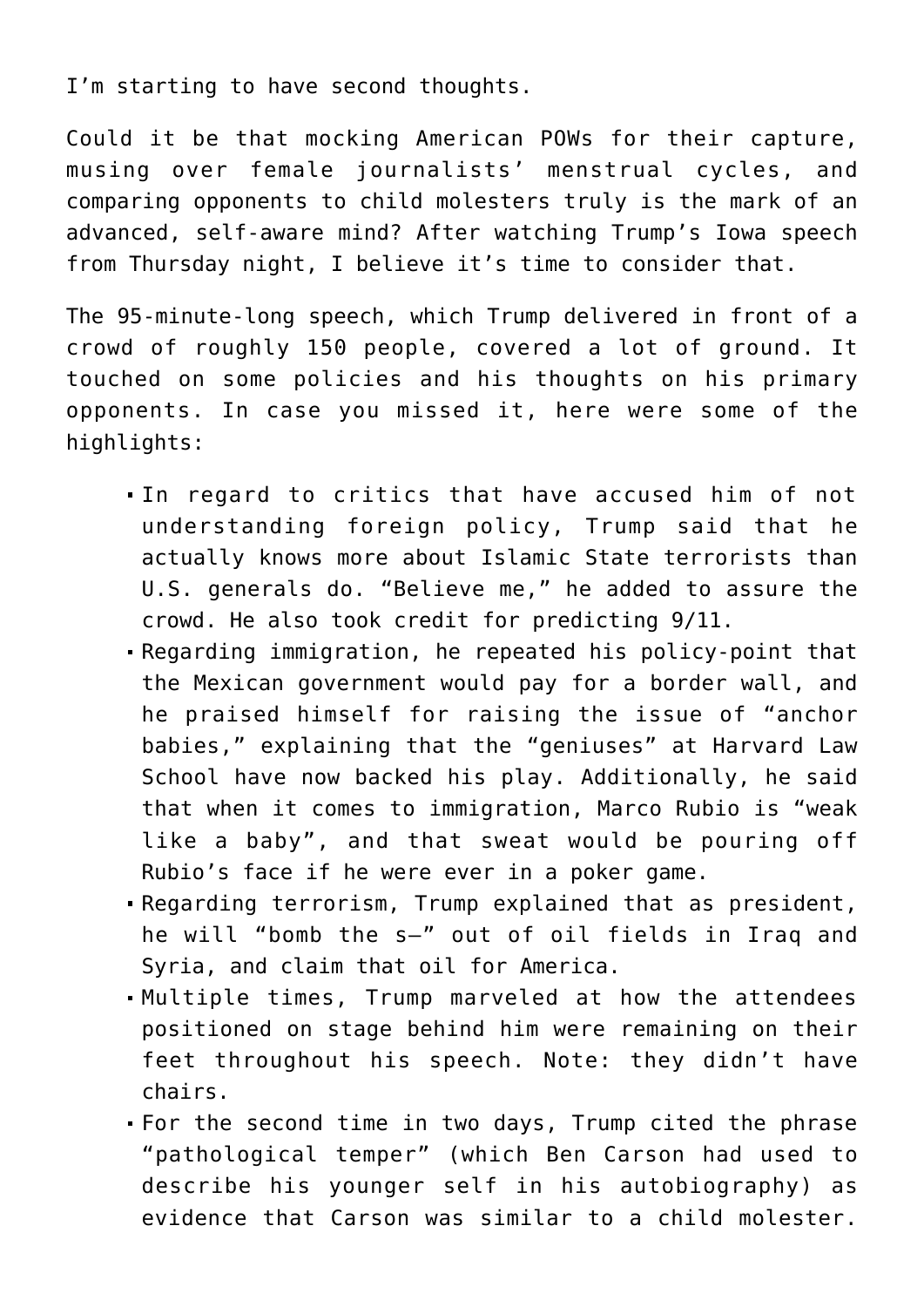I'm starting to have second thoughts.

Could it be that mocking American POWs for their capture, musing over female journalists' menstrual cycles, and comparing opponents to child molesters truly is the mark of an advanced, self-aware mind? After watching Trump's Iowa speech from Thursday night, I believe it's time to consider that.

The 95-minute-long speech, which Trump delivered in front of a crowd of roughly 150 people, covered a lot of ground. It touched on some policies and his thoughts on his primary opponents. In case you missed it, here were some of the highlights:

- In regard to critics that have accused him of not understanding foreign policy, Trump said that he actually knows more about Islamic State terrorists than U.S. generals do. "Believe me," he added to assure the crowd. He also took credit for predicting 9/11.
- Regarding immigration, he repeated his policy-point that the Mexican government would pay for a border wall, and he praised himself for raising the issue of "anchor babies," explaining that the "geniuses" at Harvard Law School have now backed his play. Additionally, he said that when it comes to immigration, Marco Rubio is "weak like a baby", and that sweat would be pouring off Rubio's face if he were ever in a poker game.
- Regarding terrorism, Trump explained that as president, he will "bomb the s—" out of oil fields in Iraq and Syria, and claim that oil for America.
- Multiple times, Trump marveled at how the attendees positioned on stage behind him were remaining on their feet throughout his speech. Note: they didn't have chairs.
- For the second time in two days, Trump cited the phrase "pathological temper" (which Ben Carson had used to describe his younger self in his autobiography) as evidence that Carson was similar to a child molester.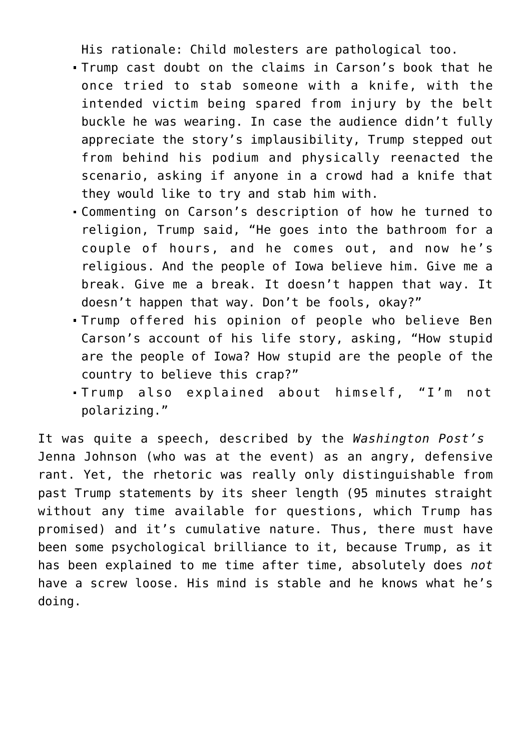His rationale: Child molesters are pathological too.

- Trump cast doubt on the claims in Carson's book that he once tried to stab someone with a knife, with the intended victim being spared from injury by the belt buckle he was wearing. In case the audience didn't fully appreciate the story's implausibility, Trump stepped out from behind his podium and physically reenacted the scenario, asking if anyone in a crowd had a knife that they would like to try and stab him with.
- Commenting on Carson's description of how he turned to religion, Trump said, "He goes into the bathroom for a couple of hours, and he comes out, and now he's religious. And the people of Iowa believe him. Give me a break. Give me a break. It doesn't happen that way. It doesn't happen that way. Don't be fools, okay?"
- Trump offered his opinion of people who believe Ben Carson's account of his life story, asking, "How stupid are the people of Iowa? How stupid are the people of the country to believe this crap?"
- Trump also explained about himself, "I'm not polarizing."

It was quite a speech, described by the *Washington Post's* Jenna Johnson (who was at the event) as an angry, defensive rant. Yet, the rhetoric was really only distinguishable from past Trump statements by its sheer length (95 minutes straight without any time available for questions, which Trump has promised) and it's cumulative nature. Thus, there must have been some psychological brilliance to it, because Trump, as it has been explained to me time after time, absolutely does *not* have a screw loose. His mind is stable and he knows what he's doing.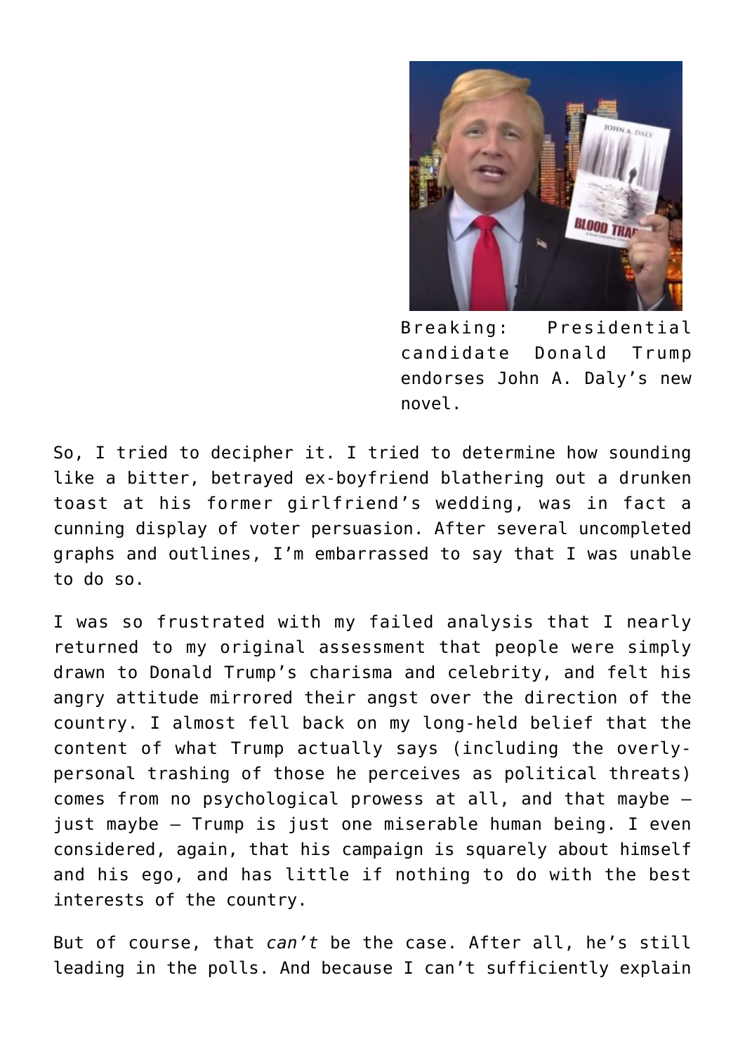Breaking: Presidential candidate Donald Trump endorses John A. Daly's new novel.

So, I tried to decipher it. I tried to determine how sounding like a bitter, betrayed ex-boyfriend blathering out a drunken toast at his former girlfriend's wedding, was in fact a cunning display of voter persuasion. After several uncompleted graphs and outlines, I'm embarrassed to say that I was unable to do so.

I was so frustrated with my failed analysis that I nearly returned to my original assessment that people were simply drawn to Donald Trump's charisma and celebrity, and felt his angry attitude mirrored their angst over the direction of the country. I almost fell back on my long-held belief that the content of what Trump actually says (including the overly-personal trashing of those he perceives as political threats) comes from no psychological prowess at all, and that maybe – just maybe – Trump is just one miserable human being. I even considered, again, that his campaign is squarely about himself and his ego, and has little if nothing to do with the best interests of the country.

But of course, that *can't* be the case. After all, he's still leading in the polls. And because I can't sufficiently explain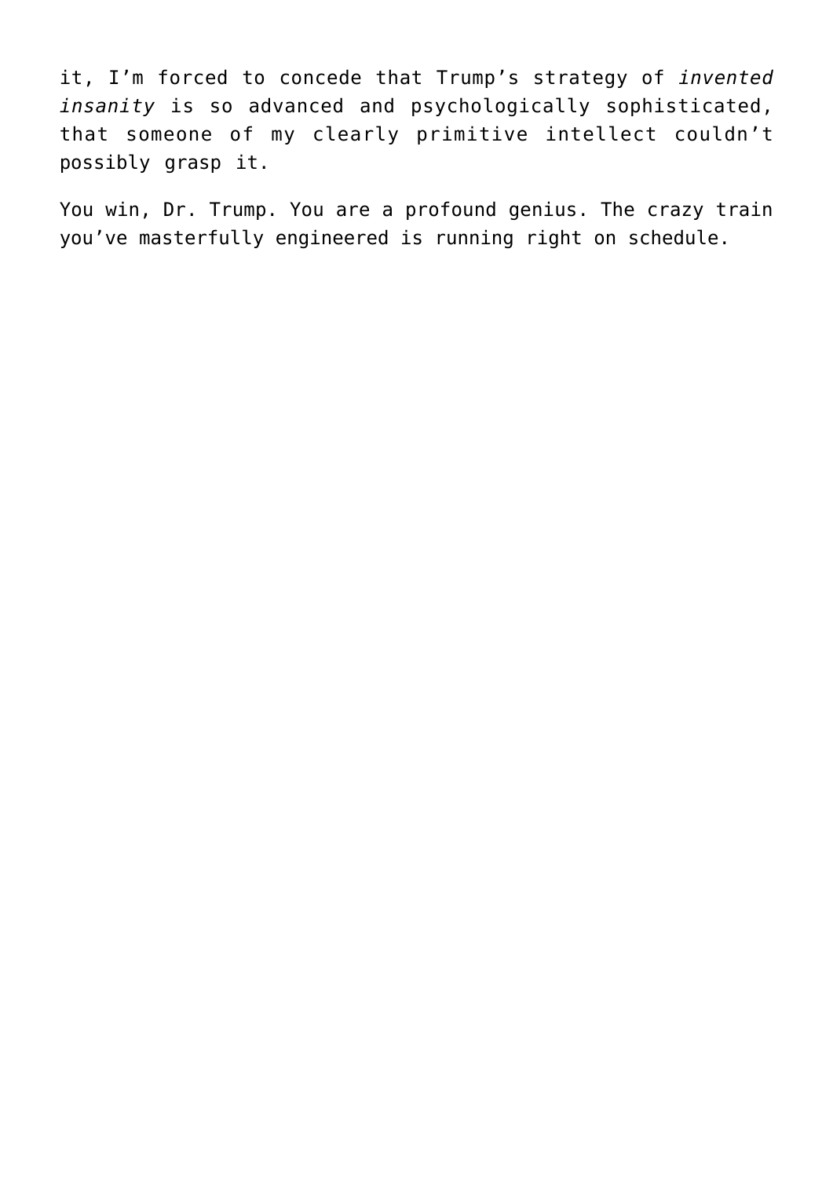it, I'm forced to concede that Trump's strategy of *invented insanity* is so advanced and psychologically sophisticated, that someone of my clearly primitive intellect couldn't possibly grasp it.

You win, Dr. Trump. You are a profound genius. The crazy train you've masterfully engineered is running right on schedule.